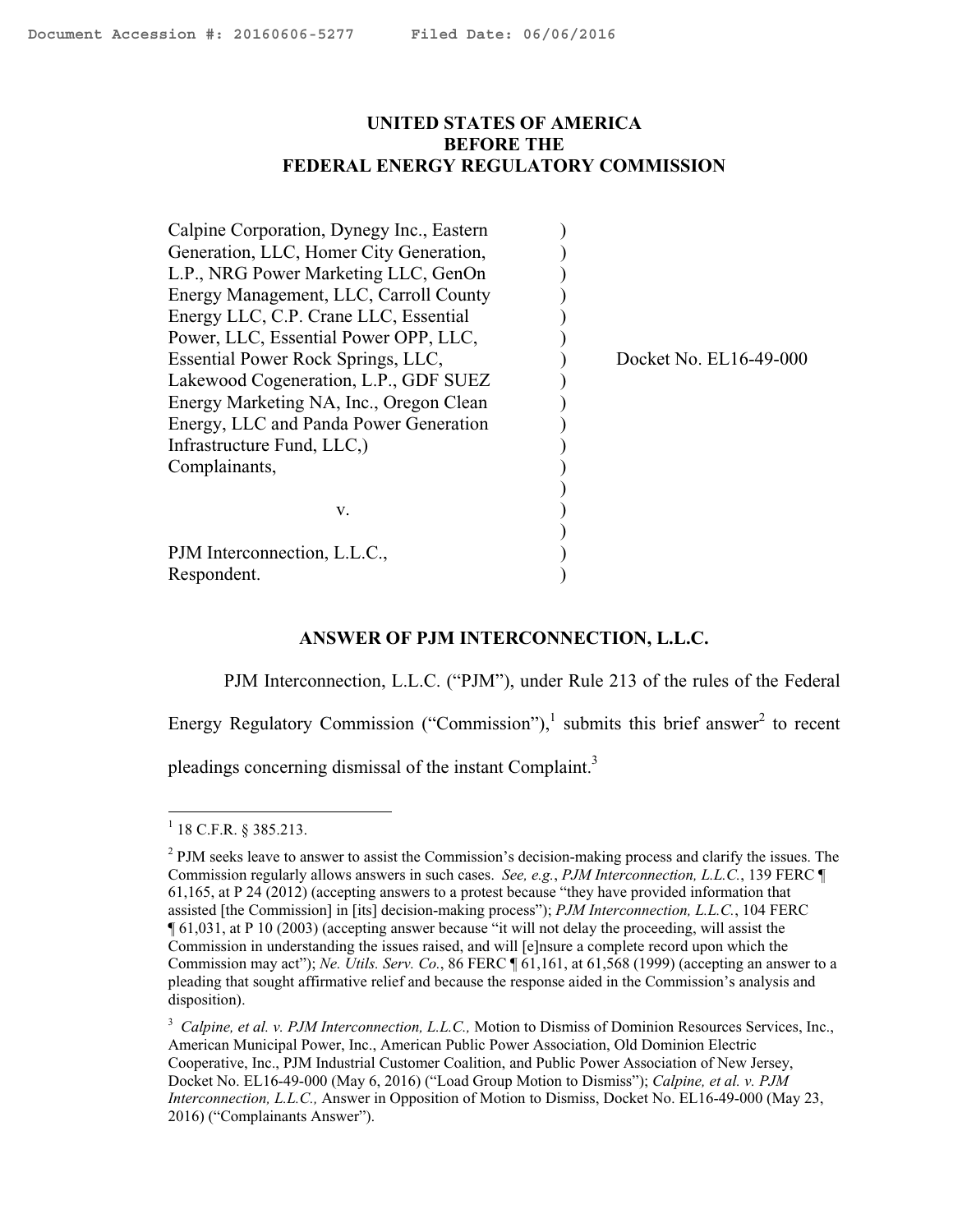UNITED STATES OF AMERICA
BEFORE THE
FEDERAL ENERGY REGULATORY COMMISSION

| | | |
|---|---|---|
| Calpine Corporation, Dynegy Inc., Eastern Generation, LLC, Homer City Generation, L.P., NRG Power Marketing LLC, GenOn Energy Management, LLC, Carroll County Energy LLC, C.P. Crane LLC, Essential Power, LLC, Essential Power OPP, LLC, Essential Power Rock Springs, LLC, Lakewood Cogeneration, L.P., GDF SUEZ Energy Marketing NA, Inc., Oregon Clean Energy, LLC and Panda Power Generation Infrastructure Fund, LLC,) Complainants, | ) | Docket No. EL16-49-000 |
| v. | ) | |
| PJM Interconnection, L.L.C., Respondent. | ) | |

## ANSWER OF PJM INTERCONNECTION, L.L.C.

PJM Interconnection, L.L.C. ("PJM"), under Rule 213 of the rules of the Federal Energy Regulatory Commission ("Commission"),[1] submits this brief answer[2] to recent pleadings concerning dismissal of the instant Complaint.[3]

---

[1] 18 C.F.R. § 385.213.

[2] PJM seeks leave to answer to assist the Commission's decision-making process and clarify the issues. The Commission regularly allows answers in such cases. *See, e.g.*, *PJM Interconnection, L.L.C.*, 139 FERC ¶ 61,165, at P 24 (2012) (accepting answers to a protest because "they have provided information that assisted [the Commission] in [its] decision-making process"); *PJM Interconnection, L.L.C.*, 104 FERC ¶ 61,031, at P 10 (2003) (accepting answer because "it will not delay the proceeding, will assist the Commission in understanding the issues raised, and will [e]nsure a complete record upon which the Commission may act"); *Ne. Utils. Serv. Co.*, 86 FERC ¶ 61,161, at 61,568 (1999) (accepting an answer to a pleading that sought affirmative relief and because the response aided in the Commission's analysis and disposition).

[3] *Calpine, et al. v. PJM Interconnection, L.L.C.,* Motion to Dismiss of Dominion Resources Services, Inc., American Municipal Power, Inc., American Public Power Association, Old Dominion Electric Cooperative, Inc., PJM Industrial Customer Coalition, and Public Power Association of New Jersey, Docket No. EL16-49-000 (May 6, 2016) ("Load Group Motion to Dismiss"); *Calpine, et al. v. PJM Interconnection, L.L.C.,* Answer in Opposition of Motion to Dismiss, Docket No. EL16-49-000 (May 23, 2016) ("Complainants Answer").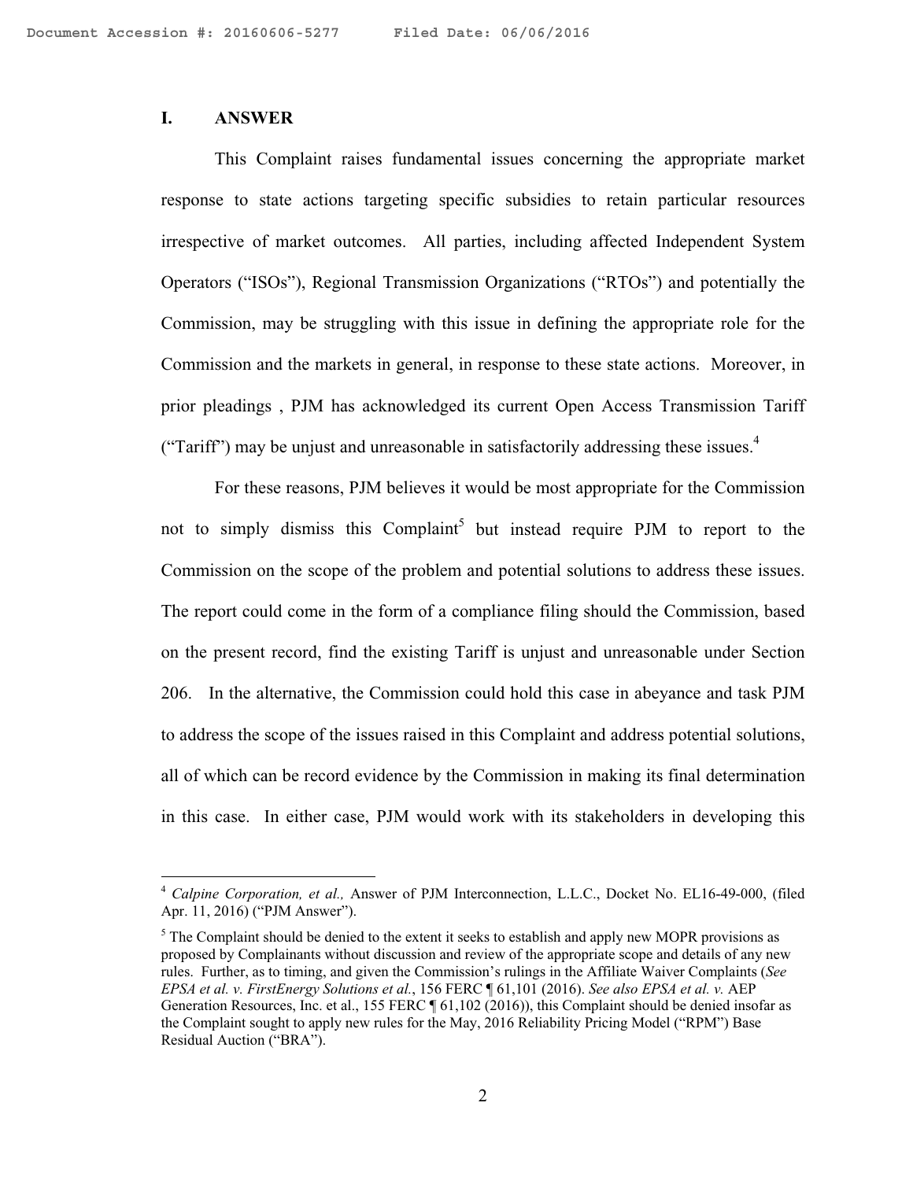## I. ANSWER

This Complaint raises fundamental issues concerning the appropriate market response to state actions targeting specific subsidies to retain particular resources irrespective of market outcomes. All parties, including affected Independent System Operators ("ISOs"), Regional Transmission Organizations ("RTOs") and potentially the Commission, may be struggling with this issue in defining the appropriate role for the Commission and the markets in general, in response to these state actions. Moreover, in prior pleadings , PJM has acknowledged its current Open Access Transmission Tariff ("Tariff") may be unjust and unreasonable in satisfactorily addressing these issues.[4]

For these reasons, PJM believes it would be most appropriate for the Commission not to simply dismiss this Complaint[5] but instead require PJM to report to the Commission on the scope of the problem and potential solutions to address these issues. The report could come in the form of a compliance filing should the Commission, based on the present record, find the existing Tariff is unjust and unreasonable under Section 206. In the alternative, the Commission could hold this case in abeyance and task PJM to address the scope of the issues raised in this Complaint and address potential solutions, all of which can be record evidence by the Commission in making its final determination in this case. In either case, PJM would work with its stakeholders in developing this

---

[4] *Calpine Corporation, et al.,* Answer of PJM Interconnection, L.L.C., Docket No. EL16-49-000, (filed Apr. 11, 2016) ("PJM Answer").

[5] The Complaint should be denied to the extent it seeks to establish and apply new MOPR provisions as proposed by Complainants without discussion and review of the appropriate scope and details of any new rules. Further, as to timing, and given the Commission's rulings in the Affiliate Waiver Complaints (*See EPSA et al. v. FirstEnergy Solutions et al.*, 156 FERC ¶ 61,101 (2016). *See also EPSA et al. v.* AEP Generation Resources, Inc. et al., 155 FERC ¶ 61,102 (2016)), this Complaint should be denied insofar as the Complaint sought to apply new rules for the May, 2016 Reliability Pricing Model ("RPM") Base Residual Auction ("BRA").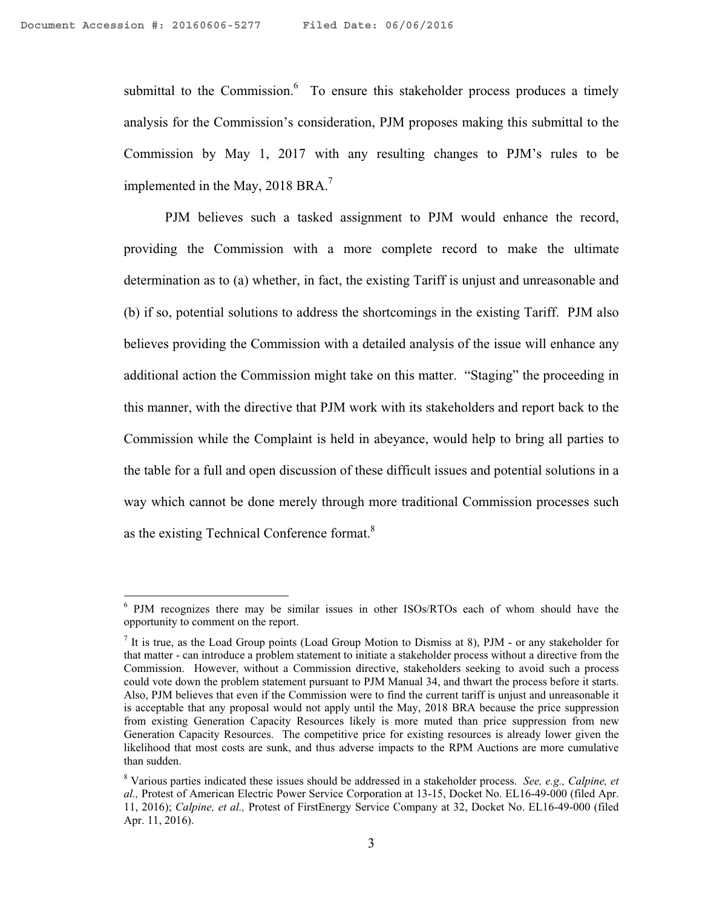submittal to the Commission.[6] To ensure this stakeholder process produces a timely analysis for the Commission's consideration, PJM proposes making this submittal to the Commission by May 1, 2017 with any resulting changes to PJM's rules to be implemented in the May, 2018 BRA.[7]

PJM believes such a tasked assignment to PJM would enhance the record, providing the Commission with a more complete record to make the ultimate determination as to (a) whether, in fact, the existing Tariff is unjust and unreasonable and (b) if so, potential solutions to address the shortcomings in the existing Tariff. PJM also believes providing the Commission with a detailed analysis of the issue will enhance any additional action the Commission might take on this matter. "Staging" the proceeding in this manner, with the directive that PJM work with its stakeholders and report back to the Commission while the Complaint is held in abeyance, would help to bring all parties to the table for a full and open discussion of these difficult issues and potential solutions in a way which cannot be done merely through more traditional Commission processes such as the existing Technical Conference format.[8]

---

[6] PJM recognizes there may be similar issues in other ISOs/RTOs each of whom should have the opportunity to comment on the report.

[7] It is true, as the Load Group points (Load Group Motion to Dismiss at 8), PJM - or any stakeholder for that matter - can introduce a problem statement to initiate a stakeholder process without a directive from the Commission. However, without a Commission directive, stakeholders seeking to avoid such a process could vote down the problem statement pursuant to PJM Manual 34, and thwart the process before it starts. Also, PJM believes that even if the Commission were to find the current tariff is unjust and unreasonable it is acceptable that any proposal would not apply until the May, 2018 BRA because the price suppression from existing Generation Capacity Resources likely is more muted than price suppression from new Generation Capacity Resources. The competitive price for existing resources is already lower given the likelihood that most costs are sunk, and thus adverse impacts to the RPM Auctions are more cumulative than sudden.

[8] Various parties indicated these issues should be addressed in a stakeholder process. *See, e.g., Calpine, et al.,* Protest of American Electric Power Service Corporation at 13-15, Docket No. EL16-49-000 (filed Apr. 11, 2016); *Calpine, et al.,* Protest of FirstEnergy Service Company at 32, Docket No. EL16-49-000 (filed Apr. 11, 2016).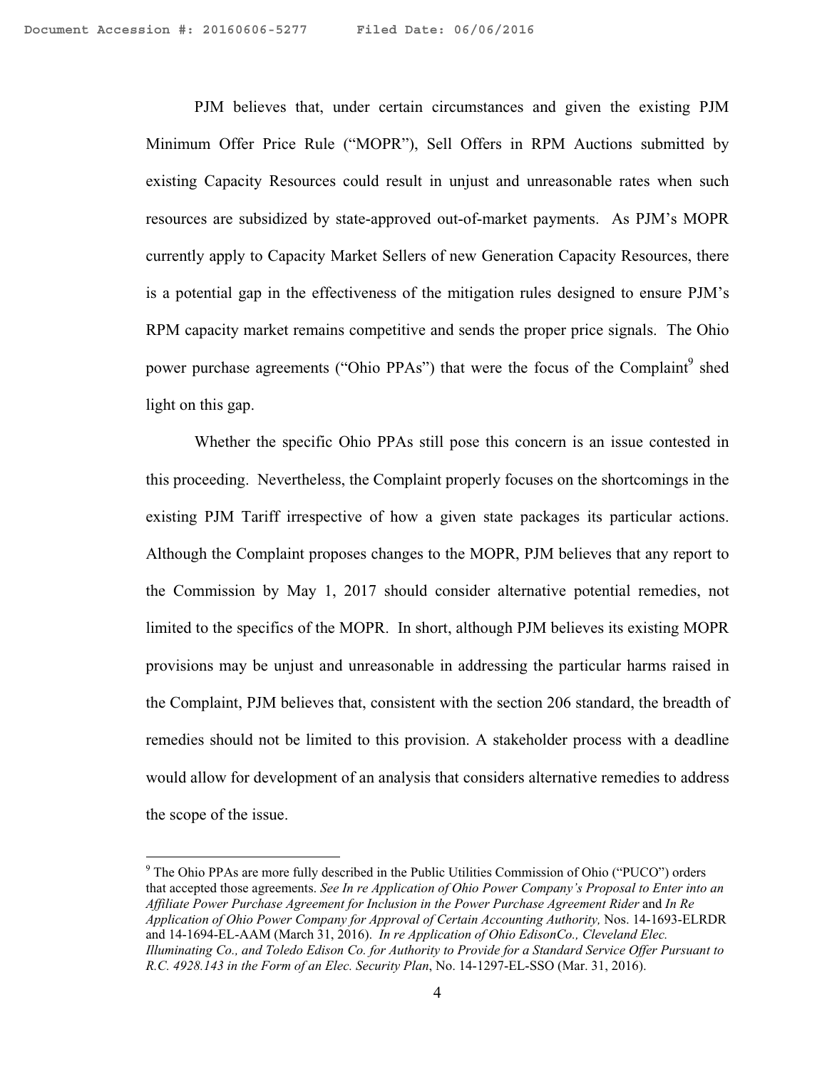PJM believes that, under certain circumstances and given the existing PJM Minimum Offer Price Rule ("MOPR"), Sell Offers in RPM Auctions submitted by existing Capacity Resources could result in unjust and unreasonable rates when such resources are subsidized by state-approved out-of-market payments. As PJM's MOPR currently apply to Capacity Market Sellers of new Generation Capacity Resources, there is a potential gap in the effectiveness of the mitigation rules designed to ensure PJM's RPM capacity market remains competitive and sends the proper price signals. The Ohio power purchase agreements ("Ohio PPAs") that were the focus of the Complaint[9] shed light on this gap.

Whether the specific Ohio PPAs still pose this concern is an issue contested in this proceeding. Nevertheless, the Complaint properly focuses on the shortcomings in the existing PJM Tariff irrespective of how a given state packages its particular actions. Although the Complaint proposes changes to the MOPR, PJM believes that any report to the Commission by May 1, 2017 should consider alternative potential remedies, not limited to the specifics of the MOPR. In short, although PJM believes its existing MOPR provisions may be unjust and unreasonable in addressing the particular harms raised in the Complaint, PJM believes that, consistent with the section 206 standard, the breadth of remedies should not be limited to this provision. A stakeholder process with a deadline would allow for development of an analysis that considers alternative remedies to address the scope of the issue.

---

[9] The Ohio PPAs are more fully described in the Public Utilities Commission of Ohio ("PUCO") orders that accepted those agreements. *See In re Application of Ohio Power Company's Proposal to Enter into an Affiliate Power Purchase Agreement for Inclusion in the Power Purchase Agreement Rider* and *In Re Application of Ohio Power Company for Approval of Certain Accounting Authority,* Nos. 14-1693-ELRDR and 14-1694-EL-AAM (March 31, 2016). *In re Application of Ohio EdisonCo., Cleveland Elec. Illuminating Co., and Toledo Edison Co. for Authority to Provide for a Standard Service Offer Pursuant to R.C. 4928.143 in the Form of an Elec. Security Plan*, No. 14-1297-EL-SSO (Mar. 31, 2016).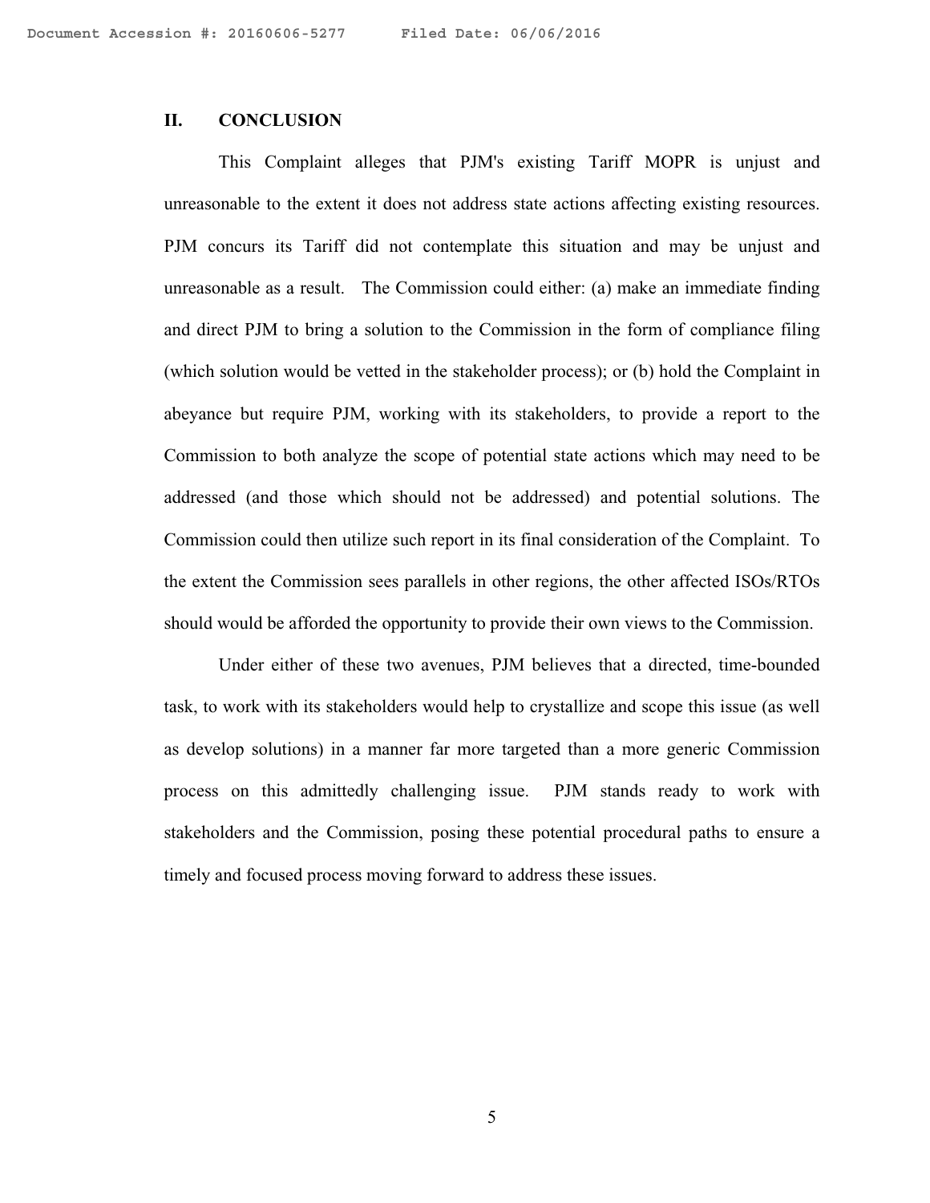## II. CONCLUSION

This Complaint alleges that PJM's existing Tariff MOPR is unjust and unreasonable to the extent it does not address state actions affecting existing resources. PJM concurs its Tariff did not contemplate this situation and may be unjust and unreasonable as a result. The Commission could either: (a) make an immediate finding and direct PJM to bring a solution to the Commission in the form of compliance filing (which solution would be vetted in the stakeholder process); or (b) hold the Complaint in abeyance but require PJM, working with its stakeholders, to provide a report to the Commission to both analyze the scope of potential state actions which may need to be addressed (and those which should not be addressed) and potential solutions. The Commission could then utilize such report in its final consideration of the Complaint. To the extent the Commission sees parallels in other regions, the other affected ISOs/RTOs should would be afforded the opportunity to provide their own views to the Commission.

Under either of these two avenues, PJM believes that a directed, time-bounded task, to work with its stakeholders would help to crystallize and scope this issue (as well as develop solutions) in a manner far more targeted than a more generic Commission process on this admittedly challenging issue. PJM stands ready to work with stakeholders and the Commission, posing these potential procedural paths to ensure a timely and focused process moving forward to address these issues.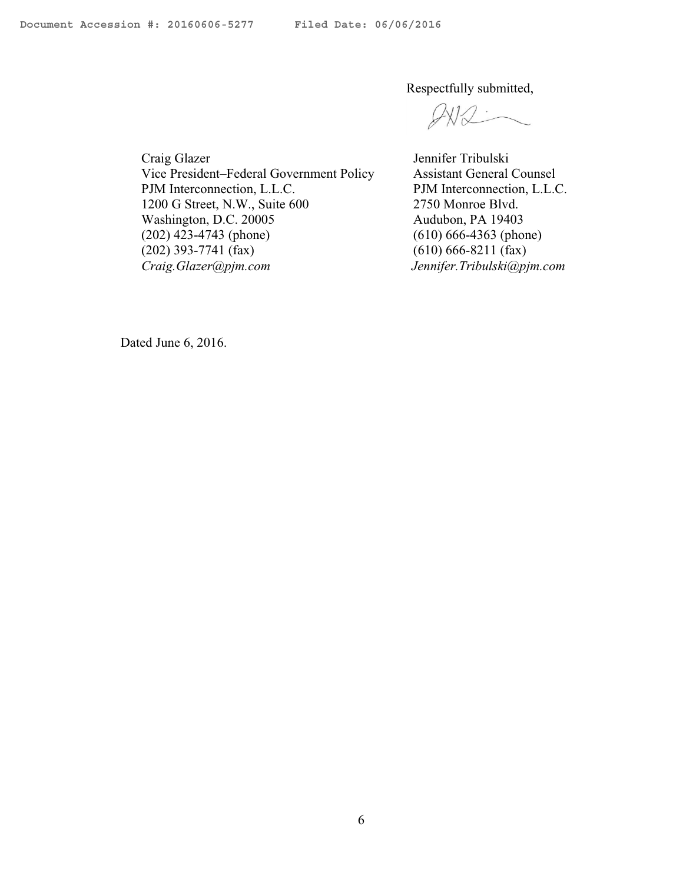Respectfully submitted,

Craig Glazer
Vice President–Federal Government Policy
PJM Interconnection, L.L.C.
1200 G Street, N.W., Suite 600
Washington, D.C. 20005
(202) 423-4743 (phone)
(202) 393-7741 (fax)
*Craig.Glazer@pjm.com*

Jennifer Tribulski
Assistant General Counsel
PJM Interconnection, L.L.C.
2750 Monroe Blvd.
Audubon, PA 19403
(610) 666-4363 (phone)
(610) 666-8211 (fax)
*Jennifer.Tribulski@pjm.com*

Dated June 6, 2016.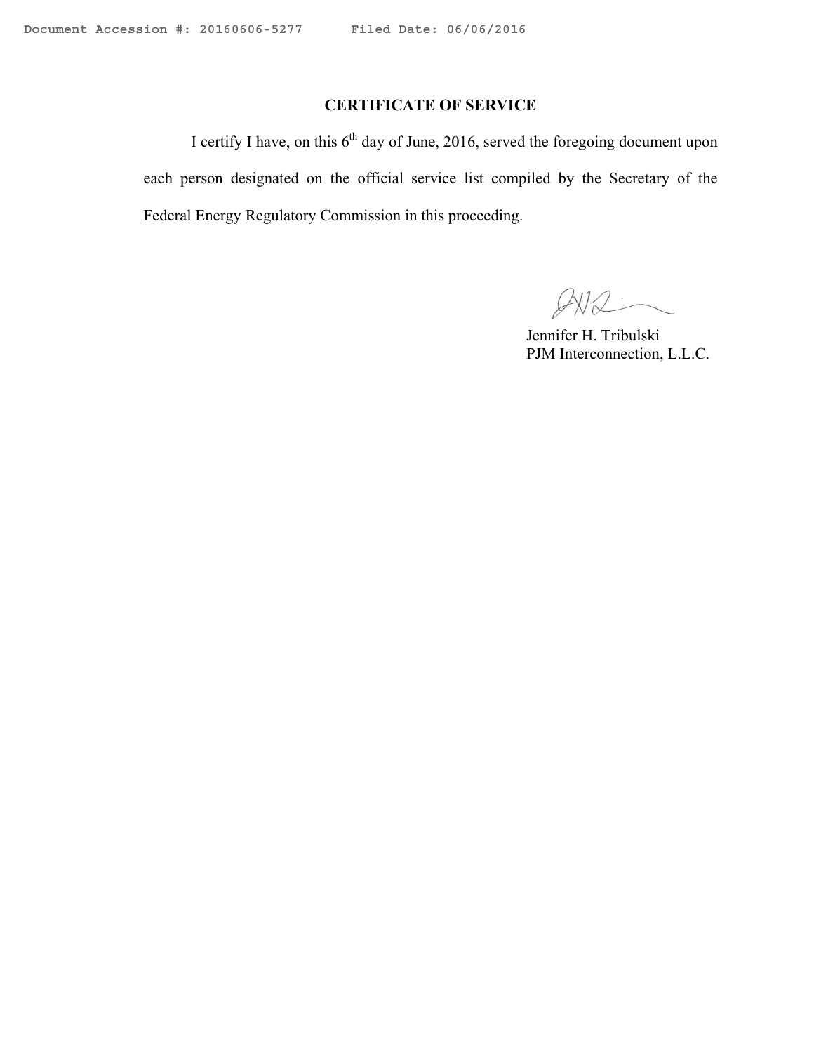**CERTIFICATE OF SERVICE**

I certify I have, on this 6th day of June, 2016, served the foregoing document upon each person designated on the official service list compiled by the Secretary of the Federal Energy Regulatory Commission in this proceeding.

Jennifer H. Tribulski
PJM Interconnection, L.L.C.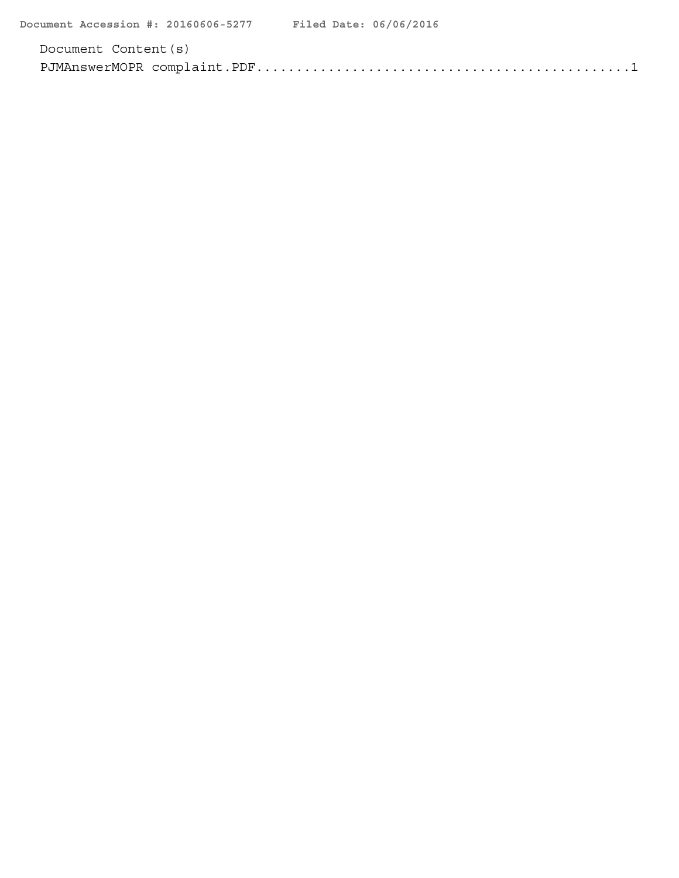Document Accession #: 20160606-5277      Filed Date: 06/06/2016

Document Content(s)

PJMAnswerMOPR complaint.PDF.............................................1